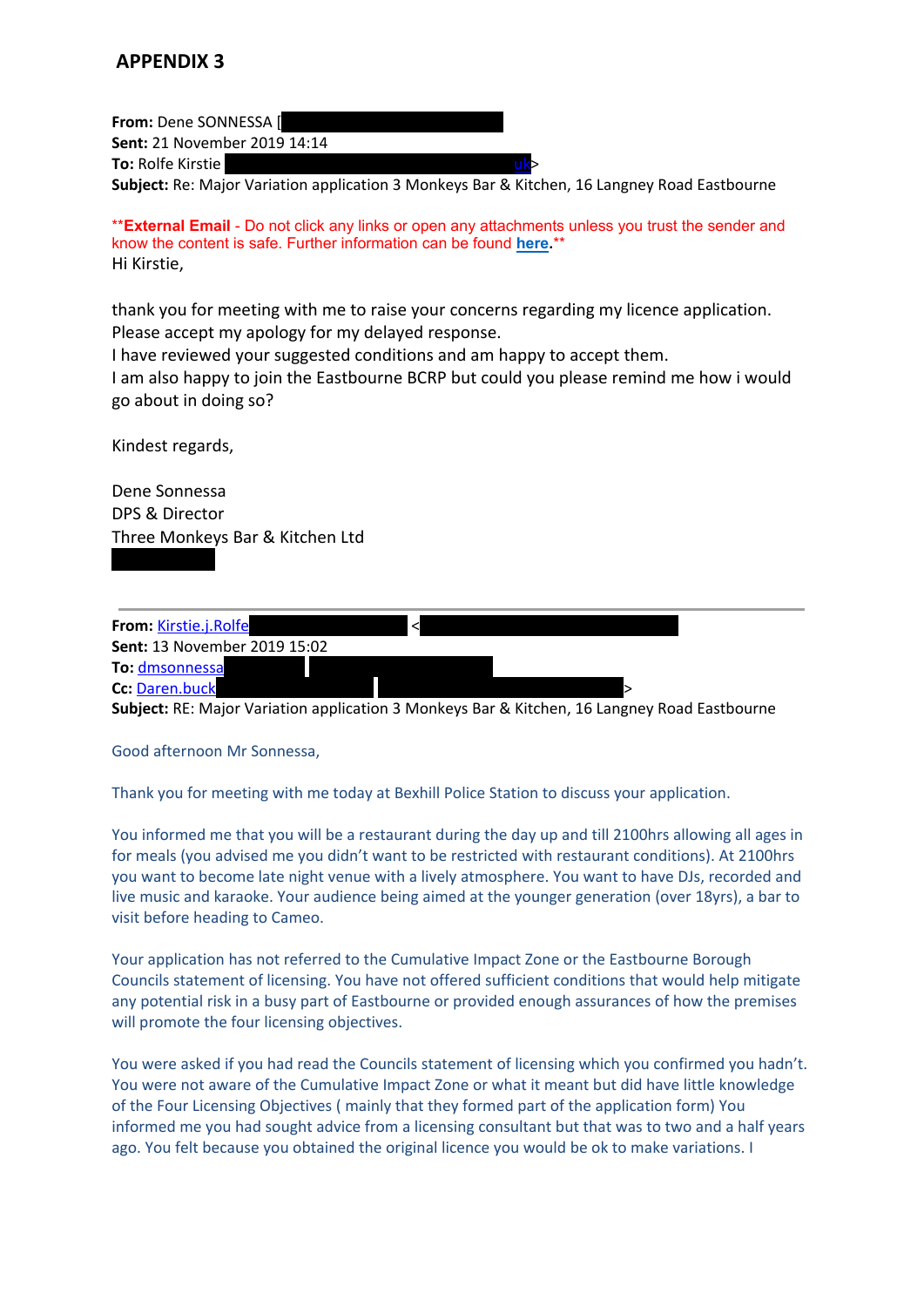## APPENDIX 3

**From:** Dene SONNESSA [
**Sent:** 21 November 2019 14:14
**To:** Rolfe Kirstie uk>
**Subject:** Re: Major Variation application 3 Monkeys Bar & Kitchen, 16 Langney Road Eastbourne

****External Email** - Do not click any links or open any attachments unless you trust the sender and know the content is safe. Further information can be found here.**

Hi Kirstie,

thank you for meeting with me to raise your concerns regarding my licence application.
Please accept my apology for my delayed response.
I have reviewed your suggested conditions and am happy to accept them.
I am also happy to join the Eastbourne BCRP but could you please remind me how i would go about in doing so?

Kindest regards,

Dene Sonnessa
DPS & Director
Three Monkeys Bar & Kitchen Ltd

---

**From:** Kirstie.j.Rolfe <
**Sent:** 13 November 2019 15:02
**To:** dmsonnessa
**Cc:** Daren.buck >
**Subject:** RE: Major Variation application 3 Monkeys Bar & Kitchen, 16 Langney Road Eastbourne

Good afternoon Mr Sonnessa,

Thank you for meeting with me today at Bexhill Police Station to discuss your application.

You informed me that you will be a restaurant during the day up and till 2100hrs allowing all ages in for meals (you advised me you didn't want to be restricted with restaurant conditions). At 2100hrs you want to become late night venue with a lively atmosphere. You want to have DJs, recorded and live music and karaoke. Your audience being aimed at the younger generation (over 18yrs), a bar to visit before heading to Cameo.

Your application has not referred to the Cumulative Impact Zone or the Eastbourne Borough Councils statement of licensing. You have not offered sufficient conditions that would help mitigate any potential risk in a busy part of Eastbourne or provided enough assurances of how the premises will promote the four licensing objectives.

You were asked if you had read the Councils statement of licensing which you confirmed you hadn't. You were not aware of the Cumulative Impact Zone or what it meant but did have little knowledge of the Four Licensing Objectives ( mainly that they formed part of the application form) You informed me you had sought advice from a licensing consultant but that was to two and a half years ago. You felt because you obtained the original licence you would be ok to make variations. I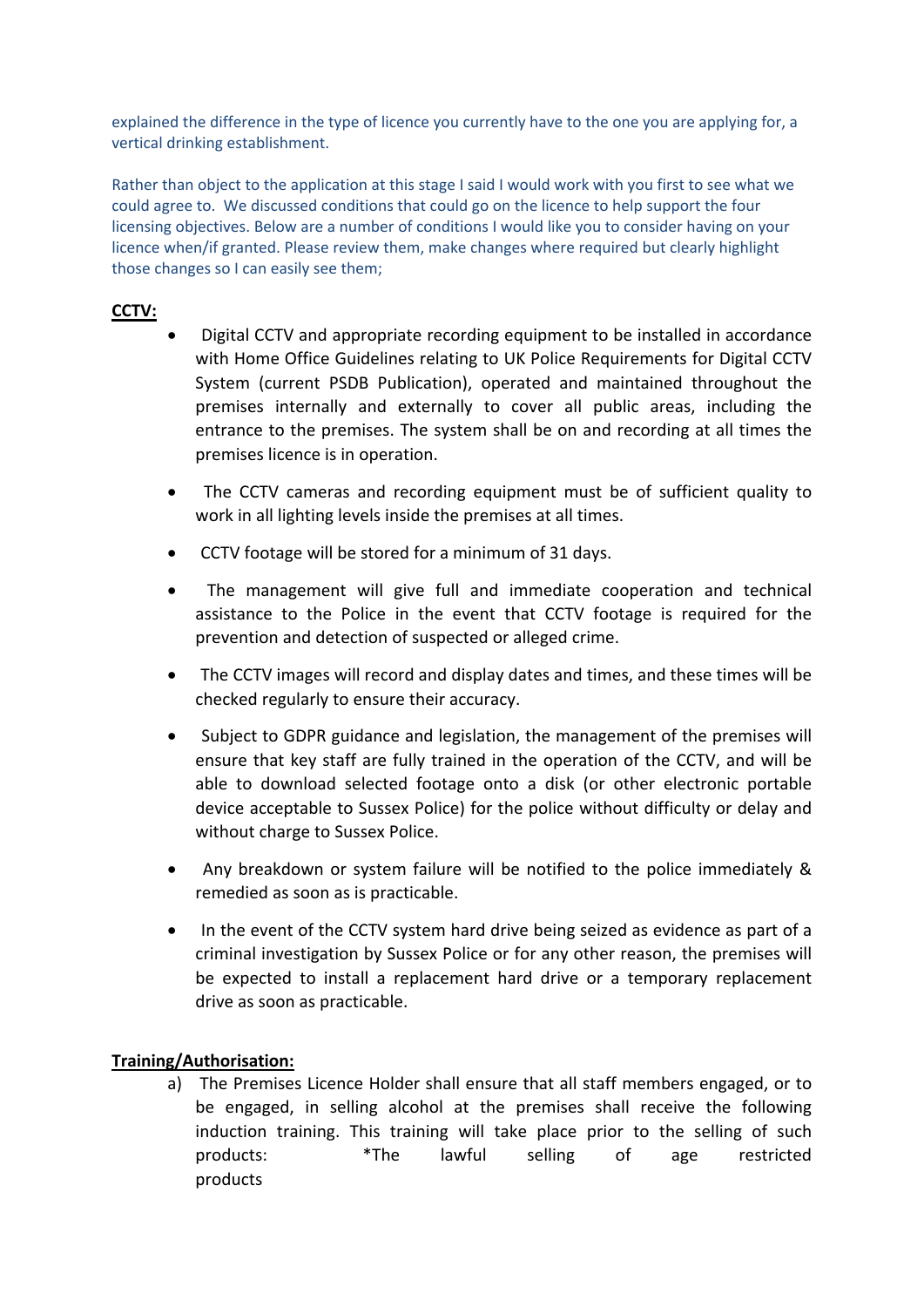explained the difference in the type of licence you currently have to the one you are applying for, a vertical drinking establishment.

Rather than object to the application at this stage I said I would work with you first to see what we could agree to. We discussed conditions that could go on the licence to help support the four licensing objectives. Below are a number of conditions I would like you to consider having on your licence when/if granted. Please review them, make changes where required but clearly highlight those changes so I can easily see them;

**CCTV:**

- Digital CCTV and appropriate recording equipment to be installed in accordance with Home Office Guidelines relating to UK Police Requirements for Digital CCTV System (current PSDB Publication), operated and maintained throughout the premises internally and externally to cover all public areas, including the entrance to the premises. The system shall be on and recording at all times the premises licence is in operation.

- The CCTV cameras and recording equipment must be of sufficient quality to work in all lighting levels inside the premises at all times.

- CCTV footage will be stored for a minimum of 31 days.

- The management will give full and immediate cooperation and technical assistance to the Police in the event that CCTV footage is required for the prevention and detection of suspected or alleged crime.

- The CCTV images will record and display dates and times, and these times will be checked regularly to ensure their accuracy.

- Subject to GDPR guidance and legislation, the management of the premises will ensure that key staff are fully trained in the operation of the CCTV, and will be able to download selected footage onto a disk (or other electronic portable device acceptable to Sussex Police) for the police without difficulty or delay and without charge to Sussex Police.

- Any breakdown or system failure will be notified to the police immediately & remedied as soon as is practicable.

- In the event of the CCTV system hard drive being seized as evidence as part of a criminal investigation by Sussex Police or for any other reason, the premises will be expected to install a replacement hard drive or a temporary replacement drive as soon as practicable.

**Training/Authorisation:**

a) The Premises Licence Holder shall ensure that all staff members engaged, or to be engaged, in selling alcohol at the premises shall receive the following induction training. This training will take place prior to the selling of such products: *The lawful selling of age restricted products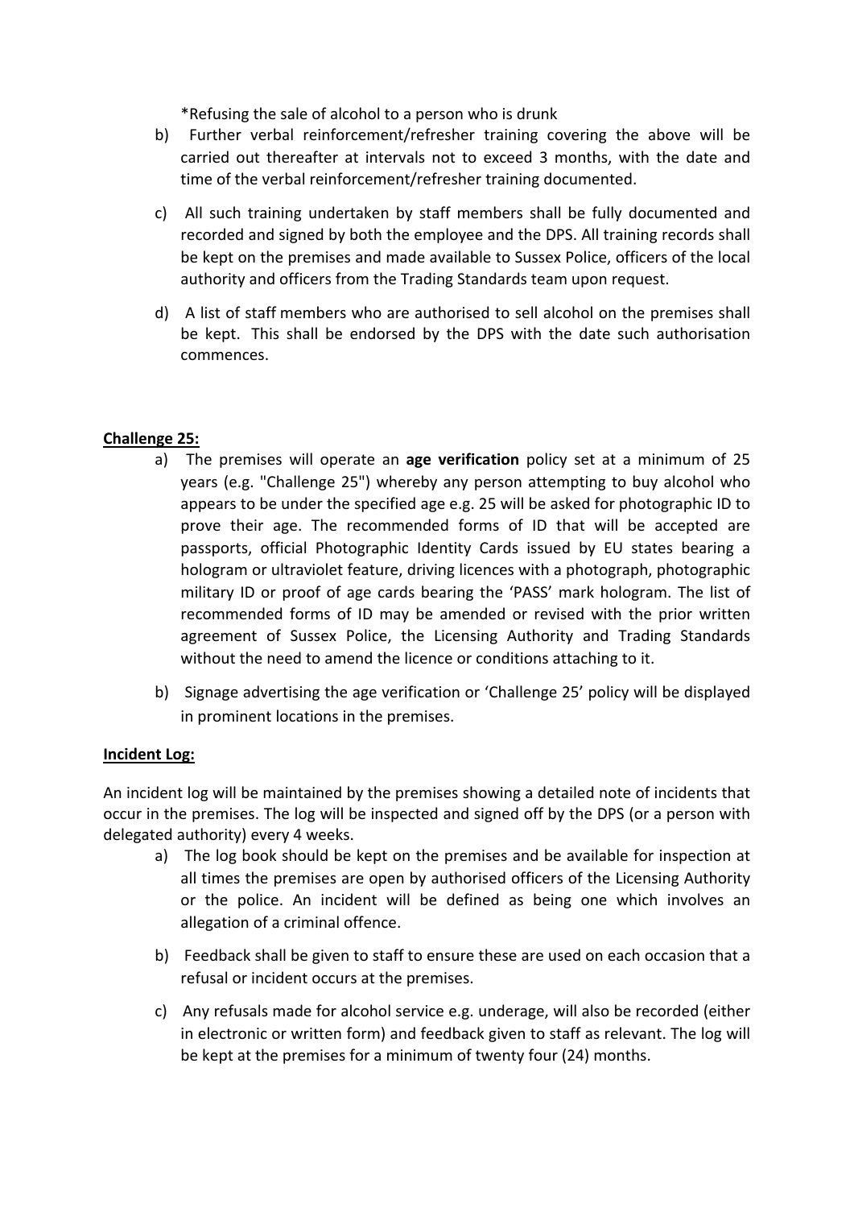*Refusing the sale of alcohol to a person who is drunk

b) Further verbal reinforcement/refresher training covering the above will be carried out thereafter at intervals not to exceed 3 months, with the date and time of the verbal reinforcement/refresher training documented.

c) All such training undertaken by staff members shall be fully documented and recorded and signed by both the employee and the DPS. All training records shall be kept on the premises and made available to Sussex Police, officers of the local authority and officers from the Trading Standards team upon request.

d) A list of staff members who are authorised to sell alcohol on the premises shall be kept. This shall be endorsed by the DPS with the date such authorisation commences.

**Challenge 25:**

a) The premises will operate an **age verification** policy set at a minimum of 25 years (e.g. "Challenge 25") whereby any person attempting to buy alcohol who appears to be under the specified age e.g. 25 will be asked for photographic ID to prove their age. The recommended forms of ID that will be accepted are passports, official Photographic Identity Cards issued by EU states bearing a hologram or ultraviolet feature, driving licences with a photograph, photographic military ID or proof of age cards bearing the 'PASS' mark hologram. The list of recommended forms of ID may be amended or revised with the prior written agreement of Sussex Police, the Licensing Authority and Trading Standards without the need to amend the licence or conditions attaching to it.

b) Signage advertising the age verification or 'Challenge 25' policy will be displayed in prominent locations in the premises.

**Incident Log:**

An incident log will be maintained by the premises showing a detailed note of incidents that occur in the premises. The log will be inspected and signed off by the DPS (or a person with delegated authority) every 4 weeks.

a) The log book should be kept on the premises and be available for inspection at all times the premises are open by authorised officers of the Licensing Authority or the police. An incident will be defined as being one which involves an allegation of a criminal offence.

b) Feedback shall be given to staff to ensure these are used on each occasion that a refusal or incident occurs at the premises.

c) Any refusals made for alcohol service e.g. underage, will also be recorded (either in electronic or written form) and feedback given to staff as relevant. The log will be kept at the premises for a minimum of twenty four (24) months.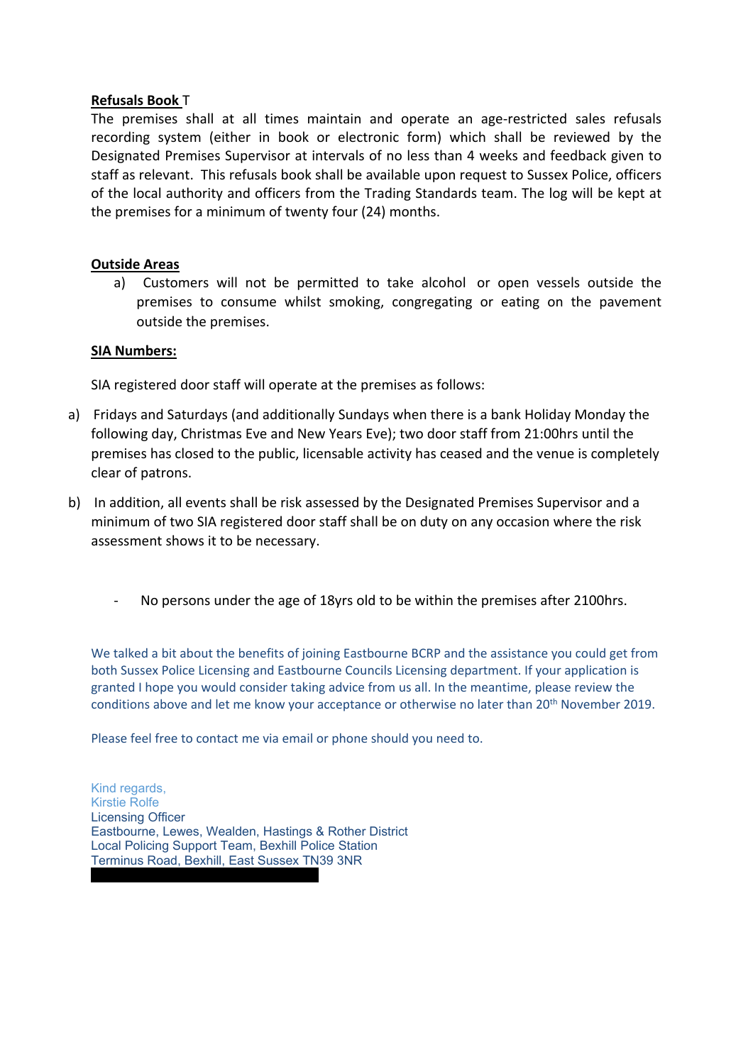**Refusals Book** T

The premises shall at all times maintain and operate an age-restricted sales refusals recording system (either in book or electronic form) which shall be reviewed by the Designated Premises Supervisor at intervals of no less than 4 weeks and feedback given to staff as relevant. This refusals book shall be available upon request to Sussex Police, officers of the local authority and officers from the Trading Standards team. The log will be kept at the premises for a minimum of twenty four (24) months.

**Outside Areas**

a) Customers will not be permitted to take alcohol or open vessels outside the premises to consume whilst smoking, congregating or eating on the pavement outside the premises.

**SIA Numbers:**

SIA registered door staff will operate at the premises as follows:

a) Fridays and Saturdays (and additionally Sundays when there is a bank Holiday Monday the following day, Christmas Eve and New Years Eve); two door staff from 21:00hrs until the premises has closed to the public, licensable activity has ceased and the venue is completely clear of patrons.

b) In addition, all events shall be risk assessed by the Designated Premises Supervisor and a minimum of two SIA registered door staff shall be on duty on any occasion where the risk assessment shows it to be necessary.

- No persons under the age of 18yrs old to be within the premises after 2100hrs.

We talked a bit about the benefits of joining Eastbourne BCRP and the assistance you could get from both Sussex Police Licensing and Eastbourne Councils Licensing department. If your application is granted I hope you would consider taking advice from us all. In the meantime, please review the conditions above and let me know your acceptance or otherwise no later than 20th November 2019.

Please feel free to contact me via email or phone should you need to.

Kind regards,
Kirstie Rolfe
Licensing Officer
Eastbourne, Lewes, Wealden, Hastings & Rother District
Local Policing Support Team, Bexhill Police Station
Terminus Road, Bexhill, East Sussex TN39 3NR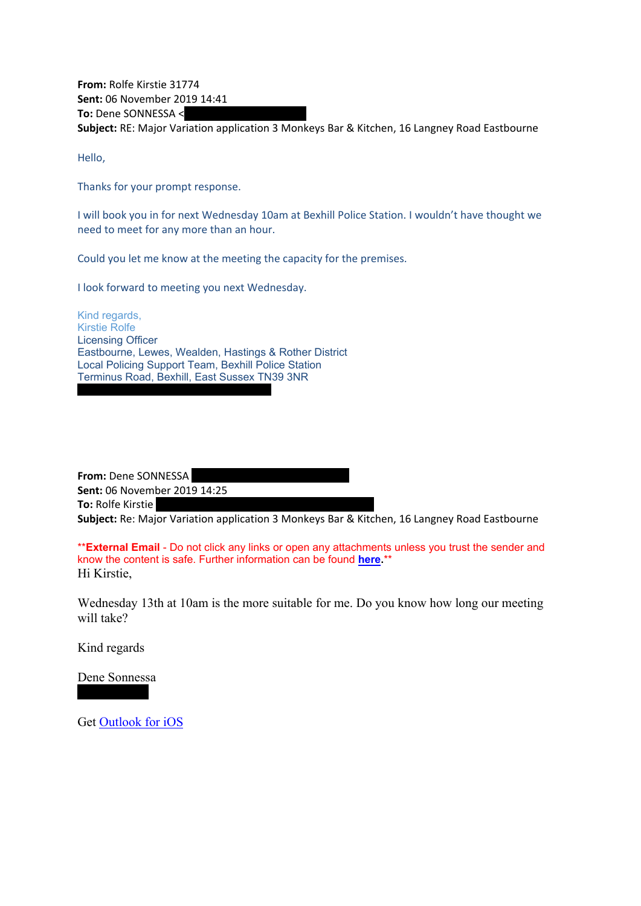**From:** Rolfe Kirstie 31774
**Sent:** 06 November 2019 14:41
**To:** Dene SONNESSA <
**Subject:** RE: Major Variation application 3 Monkeys Bar & Kitchen, 16 Langney Road Eastbourne

Hello,

Thanks for your prompt response.

I will book you in for next Wednesday 10am at Bexhill Police Station. I wouldn't have thought we need to meet for any more than an hour.

Could you let me know at the meeting the capacity for the premises.

I look forward to meeting you next Wednesday.

Kind regards,
Kirstie Rolfe
Licensing Officer
Eastbourne, Lewes, Wealden, Hastings & Rother District
Local Policing Support Team, Bexhill Police Station
Terminus Road, Bexhill, East Sussex TN39 3NR

**From:** Dene SONNESSA
**Sent:** 06 November 2019 14:25
**To:** Rolfe Kirstie
**Subject:** Re: Major Variation application 3 Monkeys Bar & Kitchen, 16 Langney Road Eastbourne

****External Email** - Do not click any links or open any attachments unless you trust the sender and know the content is safe. Further information can be found **here**.**

Hi Kirstie,

Wednesday 13th at 10am is the more suitable for me. Do you know how long our meeting will take?

Kind regards

Dene Sonnessa

Get Outlook for iOS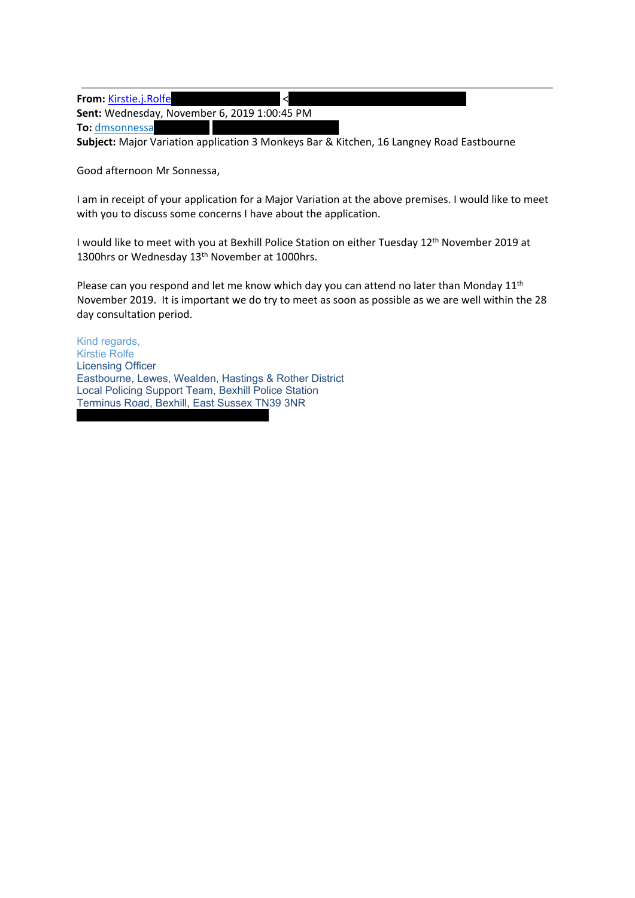**From:** Kirstie.j.Rolfe <
**Sent:** Wednesday, November 6, 2019 1:00:45 PM
**To:** dmsonnessa
**Subject:** Major Variation application 3 Monkeys Bar & Kitchen, 16 Langney Road Eastbourne

Good afternoon Mr Sonnessa,

I am in receipt of your application for a Major Variation at the above premises. I would like to meet with you to discuss some concerns I have about the application.

I would like to meet with you at Bexhill Police Station on either Tuesday 12th November 2019 at 1300hrs or Wednesday 13th November at 1000hrs.

Please can you respond and let me know which day you can attend no later than Monday 11th November 2019. It is important we do try to meet as soon as possible as we are well within the 28 day consultation period.

Kind regards,
Kirstie Rolfe
Licensing Officer
Eastbourne, Lewes, Wealden, Hastings & Rother District
Local Policing Support Team, Bexhill Police Station
Terminus Road, Bexhill, East Sussex TN39 3NR